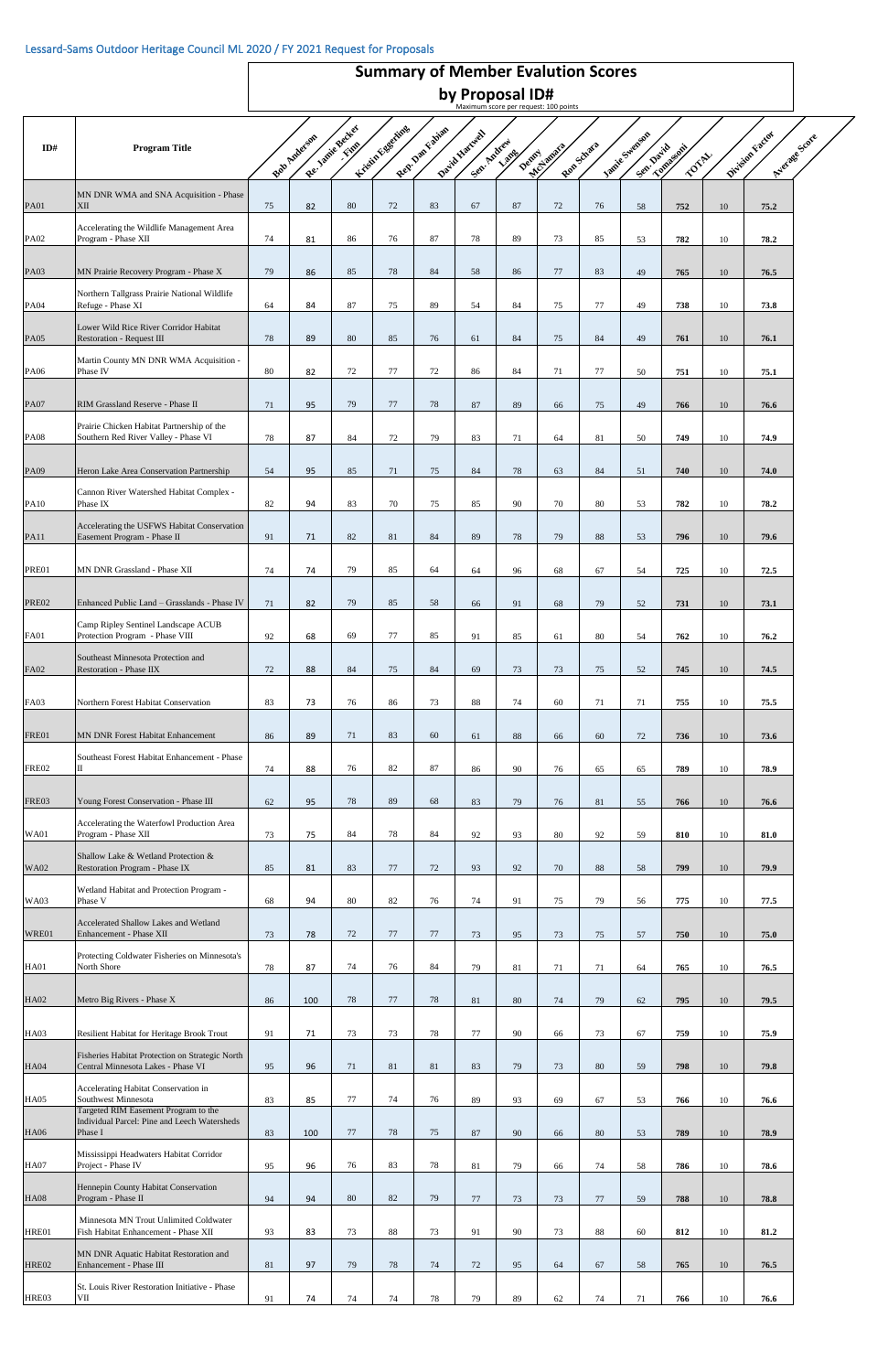Lessard-Sams Outdoor Heritage Council ML 2020 / FY 2021 Request for Proposals

# Summary of Member Evalution Scores

## by Proposal ID#

Maximum score per request: 100 points

| ID# | Program Title | Bob Anderson | Rep. Jamie Becker - Finn | Kristin Eggerling | Rep. Dan Fabian | David Hartwell | Sen. Andrew Lang | Denny McNamara | Ron Schara | Jamie Swenson | Sen. David Tomassoni | TOTAL | Division Factor | Average Score |
|---|---|---|---|---|---|---|---|---|---|---|---|---|---|---|
| PA01 | MN DNR WMA and SNA Acquisition - Phase XII | 75 | 82 | 80 | 72 | 83 | 67 | 87 | 72 | 76 | 58 | 752 | 10 | 75.2 |
| PA02 | Accelerating the Wildlife Management Area Program - Phase XII | 74 | 81 | 86 | 76 | 87 | 78 | 89 | 73 | 85 | 53 | 782 | 10 | 78.2 |
| PA03 | MN Prairie Recovery Program - Phase X | 79 | 86 | 85 | 78 | 84 | 58 | 86 | 77 | 83 | 49 | 765 | 10 | 76.5 |
| PA04 | Northern Tallgrass Prairie National Wildlife Refuge - Phase XI | 64 | 84 | 87 | 75 | 89 | 54 | 84 | 75 | 77 | 49 | 738 | 10 | 73.8 |
| PA05 | Lower Wild Rice River Corridor Habitat Restoration - Request III | 78 | 89 | 80 | 85 | 76 | 61 | 84 | 75 | 84 | 49 | 761 | 10 | 76.1 |
| PA06 | Martin County MN DNR WMA Acquisition - Phase IV | 80 | 82 | 72 | 77 | 72 | 86 | 84 | 71 | 77 | 50 | 751 | 10 | 75.1 |
| PA07 | RIM Grassland Reserve - Phase II | 71 | 95 | 79 | 77 | 78 | 87 | 89 | 66 | 75 | 49 | 766 | 10 | 76.6 |
| PA08 | Prairie Chicken Habitat Partnership of the Southern Red River Valley - Phase VI | 78 | 87 | 84 | 72 | 79 | 83 | 71 | 64 | 81 | 50 | 749 | 10 | 74.9 |
| PA09 | Heron Lake Area Conservation Partnership | 54 | 95 | 85 | 71 | 75 | 84 | 78 | 63 | 84 | 51 | 740 | 10 | 74.0 |
| PA10 | Cannon River Watershed Habitat Complex - Phase IX | 82 | 94 | 83 | 70 | 75 | 85 | 90 | 70 | 80 | 53 | 782 | 10 | 78.2 |
| PA11 | Accelerating the USFWS Habitat Conservation Easement Program - Phase II | 91 | 71 | 82 | 81 | 84 | 89 | 78 | 79 | 88 | 53 | 796 | 10 | 79.6 |
| PRE01 | MN DNR Grassland - Phase XII | 74 | 74 | 79 | 85 | 64 | 64 | 96 | 68 | 67 | 54 | 725 | 10 | 72.5 |
| PRE02 | Enhanced Public Land – Grasslands - Phase IV | 71 | 82 | 79 | 85 | 58 | 66 | 91 | 68 | 79 | 52 | 731 | 10 | 73.1 |
| FA01 | Camp Ripley Sentinel Landscape ACUB Protection Program - Phase VIII | 92 | 68 | 69 | 77 | 85 | 91 | 85 | 61 | 80 | 54 | 762 | 10 | 76.2 |
| FA02 | Southeast Minnesota Protection and Restoration - Phase IIX | 72 | 88 | 84 | 75 | 84 | 69 | 73 | 73 | 75 | 52 | 745 | 10 | 74.5 |
| FA03 | Northern Forest Habitat Conservation | 83 | 73 | 76 | 86 | 73 | 88 | 74 | 60 | 71 | 71 | 755 | 10 | 75.5 |
| FRE01 | MN DNR Forest Habitat Enhancement | 86 | 89 | 71 | 83 | 60 | 61 | 88 | 66 | 60 | 72 | 736 | 10 | 73.6 |
| FRE02 | Southeast Forest Habitat Enhancement - Phase II | 74 | 88 | 76 | 82 | 87 | 86 | 90 | 76 | 65 | 65 | 789 | 10 | 78.9 |
| FRE03 | Young Forest Conservation - Phase III | 62 | 95 | 78 | 89 | 68 | 83 | 79 | 76 | 81 | 55 | 766 | 10 | 76.6 |
| WA01 | Accelerating the Waterfowl Production Area Program - Phase XII | 73 | 75 | 84 | 78 | 84 | 92 | 93 | 80 | 92 | 59 | 810 | 10 | 81.0 |
| WA02 | Shallow Lake & Wetland Protection & Restoration Program - Phase IX | 85 | 81 | 83 | 77 | 72 | 93 | 92 | 70 | 88 | 58 | 799 | 10 | 79.9 |
| WA03 | Wetland Habitat and Protection Program - Phase V | 68 | 94 | 80 | 82 | 76 | 74 | 91 | 75 | 79 | 56 | 775 | 10 | 77.5 |
| WRE01 | Accelerated Shallow Lakes and Wetland Enhancement - Phase XII | 73 | 78 | 72 | 77 | 77 | 73 | 95 | 73 | 75 | 57 | 750 | 10 | 75.0 |
| HA01 | Protecting Coldwater Fisheries on Minnesota's North Shore | 78 | 87 | 74 | 76 | 84 | 79 | 81 | 71 | 71 | 64 | 765 | 10 | 76.5 |
| HA02 | Metro Big Rivers - Phase X | 86 | 100 | 78 | 77 | 78 | 81 | 80 | 74 | 79 | 62 | 795 | 10 | 79.5 |
| HA03 | Resilient Habitat for Heritage Brook Trout | 91 | 71 | 73 | 73 | 78 | 77 | 90 | 66 | 73 | 67 | 759 | 10 | 75.9 |
| HA04 | Fisheries Habitat Protection on Strategic North Central Minnesota Lakes - Phase VI | 95 | 96 | 71 | 81 | 81 | 83 | 79 | 73 | 80 | 59 | 798 | 10 | 79.8 |
| HA05 | Accelerating Habitat Conservation in Southwest Minnesota | 83 | 85 | 77 | 74 | 76 | 89 | 93 | 69 | 67 | 53 | 766 | 10 | 76.6 |
| HA06 | Targeted RIM Easement Program to the Individual Parcel: Pine and Leech Watersheds Phase I | 83 | 100 | 77 | 78 | 75 | 87 | 90 | 66 | 80 | 53 | 789 | 10 | 78.9 |
| HA07 | Mississippi Headwaters Habitat Corridor Project - Phase IV | 95 | 96 | 76 | 83 | 78 | 81 | 79 | 66 | 74 | 58 | 786 | 10 | 78.6 |
| HA08 | Hennepin County Habitat Conservation Program - Phase II | 94 | 94 | 80 | 82 | 79 | 77 | 73 | 73 | 77 | 59 | 788 | 10 | 78.8 |
| HRE01 | Minnesota MN Trout Unlimited Coldwater Fish Habitat Enhancement - Phase XII | 93 | 83 | 73 | 88 | 73 | 91 | 90 | 73 | 88 | 60 | 812 | 10 | 81.2 |
| HRE02 | MN DNR Aquatic Habitat Restoration and Enhancement - Phase III | 81 | 97 | 79 | 78 | 74 | 72 | 95 | 64 | 67 | 58 | 765 | 10 | 76.5 |
| HRE03 | St. Louis River Restoration Initiative - Phase VII | 91 | 74 | 74 | 74 | 78 | 79 | 89 | 62 | 74 | 71 | 766 | 10 | 76.6 |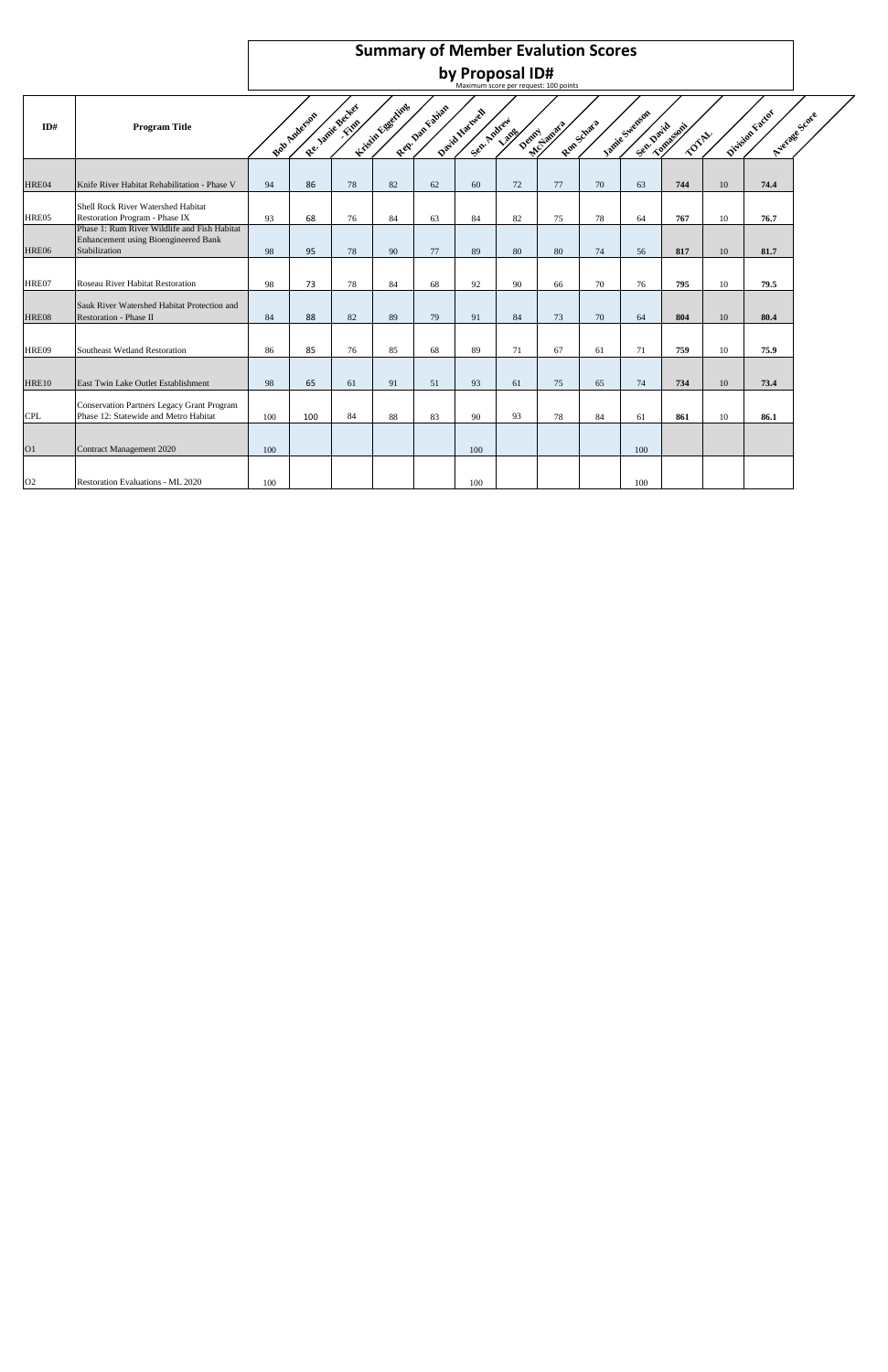# Summary of Member Evalution Scores

## by Proposal ID#

Maximum score per request: 100 points

| ID# | Program Title | Bob Anderson | Re. Jamie Becker - Finn | Kristin Eggerling | Rep. Dan Fabian | David Hartwell | Sen. Andrew Lang | Denny McNamara | Ron Schara | Jamie Swenson | Sen. David Tomassoni | TOTAL | Division Factor | Average Score |
|---|---|---|---|---|---|---|---|---|---|---|---|---|---|---|
| HRE04 | Knife River Habitat Rehabilitation - Phase V | 94 | 86 | 78 | 82 | 62 | 60 | 72 | 77 | 70 | 63 | **744** | 10 | **74.4** |
| HRE05 | Shell Rock River Watershed Habitat Restoration Program - Phase IX | 93 | 68 | 76 | 84 | 63 | 84 | 82 | 75 | 78 | 64 | **767** | 10 | **76.7** |
| HRE06 | Phase 1: Rum River Wildlife and Fish Habitat Enhancement using Bioengineered Bank Stabilization | 98 | 95 | 78 | 90 | 77 | 89 | 80 | 80 | 74 | 56 | **817** | 10 | **81.7** |
| HRE07 | Roseau River Habitat Restoration | 98 | 73 | 78 | 84 | 68 | 92 | 90 | 66 | 70 | 76 | **795** | 10 | **79.5** |
| HRE08 | Sauk River Watershed Habitat Protection and Restoration - Phase II | 84 | 88 | 82 | 89 | 79 | 91 | 84 | 73 | 70 | 64 | **804** | 10 | **80.4** |
| HRE09 | Southeast Wetland Restoration | 86 | 85 | 76 | 85 | 68 | 89 | 71 | 67 | 61 | 71 | **759** | 10 | **75.9** |
| HRE10 | East Twin Lake Outlet Establishment | 98 | 65 | 61 | 91 | 51 | 93 | 61 | 75 | 65 | 74 | **734** | 10 | **73.4** |
| CPL | Conservation Partners Legacy Grant Program Phase 12: Statewide and Metro Habitat | 100 | 100 | 84 | 88 | 83 | 90 | 93 | 78 | 84 | 61 | **861** | 10 | **86.1** |
| O1 | Contract Management 2020 | 100 | | | | | 100 | | | | 100 | | | |
| O2 | Restoration Evaluations - ML 2020 | 100 | | | | | 100 | | | | 100 | | | |